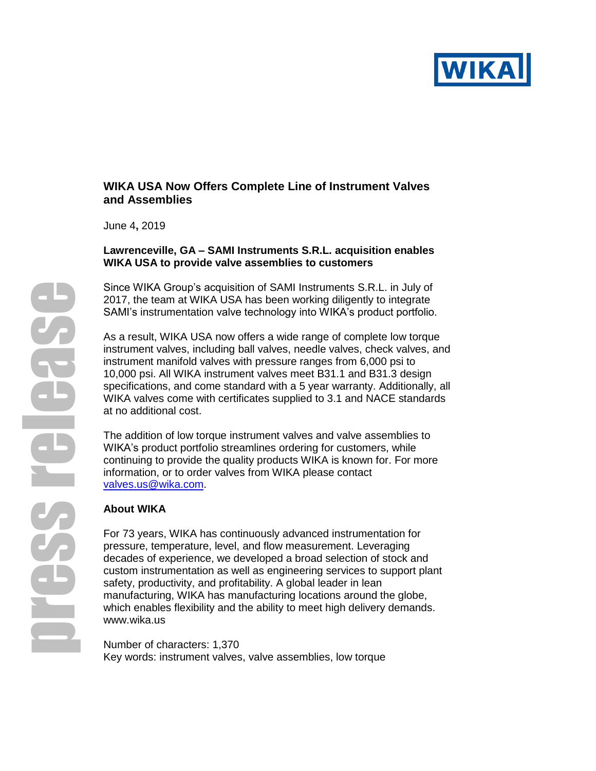# WIKA USA Now Offers Complete Line of Instrument Valves and Assemblies

June 4, 2019

**Lawrenceville, GA – SAMI Instruments S.R.L. acquisition enables WIKA USA to provide valve assemblies to customers**

Since WIKA Group's acquisition of SAMI Instruments S.R.L. in July of 2017, the team at WIKA USA has been working diligently to integrate SAMI's instrumentation valve technology into WIKA's product portfolio.

As a result, WIKA USA now offers a wide range of complete low torque instrument valves, including ball valves, needle valves, check valves, and instrument manifold valves with pressure ranges from 6,000 psi to 10,000 psi. All WIKA instrument valves meet B31.1 and B31.3 design specifications, and come standard with a 5 year warranty. Additionally, all WIKA valves come with certificates supplied to 3.1 and NACE standards at no additional cost.

The addition of low torque instrument valves and valve assemblies to WIKA's product portfolio streamlines ordering for customers, while continuing to provide the quality products WIKA is known for. For more information, or to order valves from WIKA please contact valves.us@wika.com.

## About WIKA

For 73 years, WIKA has continuously advanced instrumentation for pressure, temperature, level, and flow measurement. Leveraging decades of experience, we developed a broad selection of stock and custom instrumentation as well as engineering services to support plant safety, productivity, and profitability. A global leader in lean manufacturing, WIKA has manufacturing locations around the globe, which enables flexibility and the ability to meet high delivery demands. www.wika.us

Number of characters: 1,370
Key words: instrument valves, valve assemblies, low torque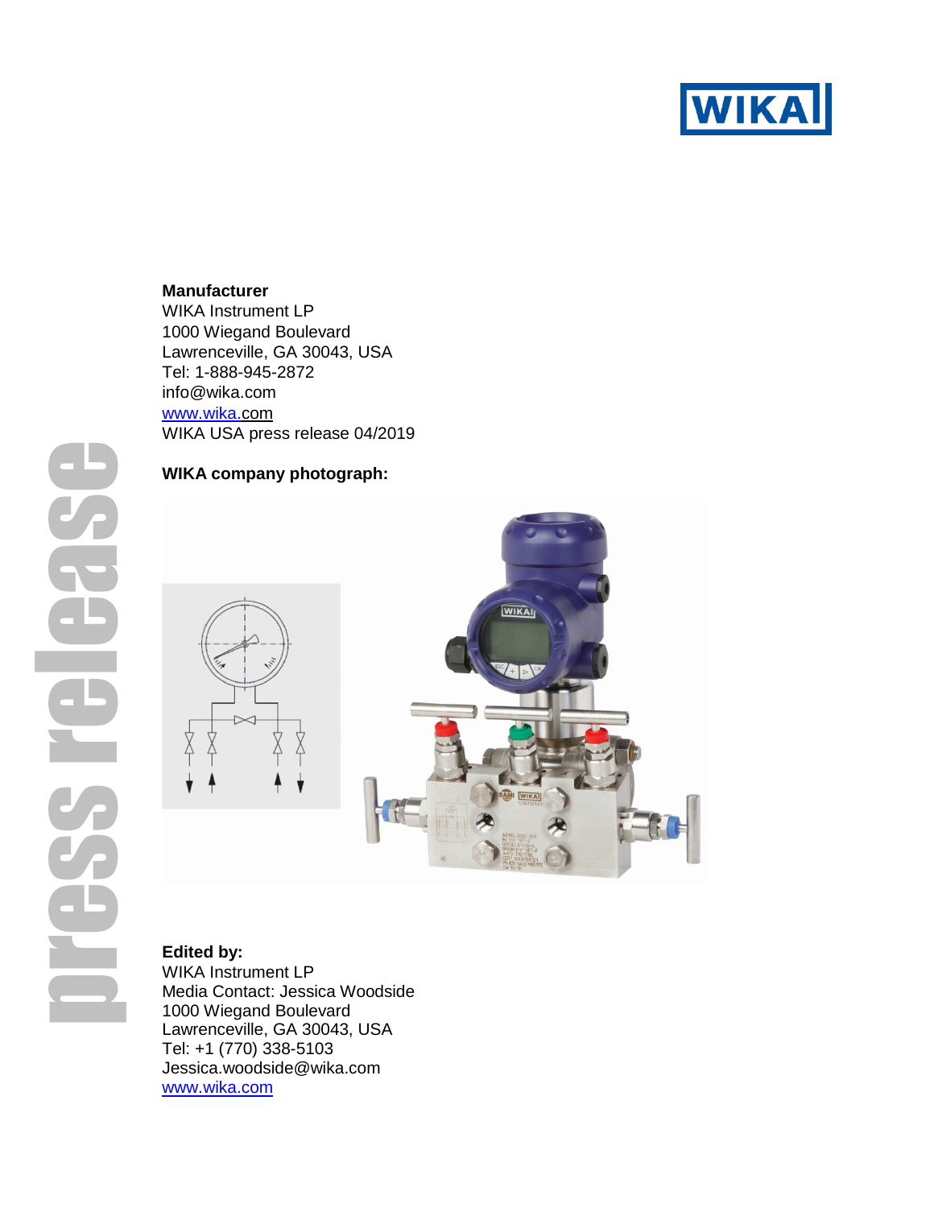**Manufacturer**
WIKA Instrument LP
1000 Wiegand Boulevard
Lawrenceville, GA 30043, USA
Tel: 1-888-945-2872
info@wika.com
www.wika.com
WIKA USA press release 04/2019

**WIKA company photograph:**

**Edited by:**
WIKA Instrument LP
Media Contact: Jessica Woodside
1000 Wiegand Boulevard
Lawrenceville, GA 30043, USA
Tel: +1 (770) 338-5103
Jessica.woodside@wika.com
www.wika.com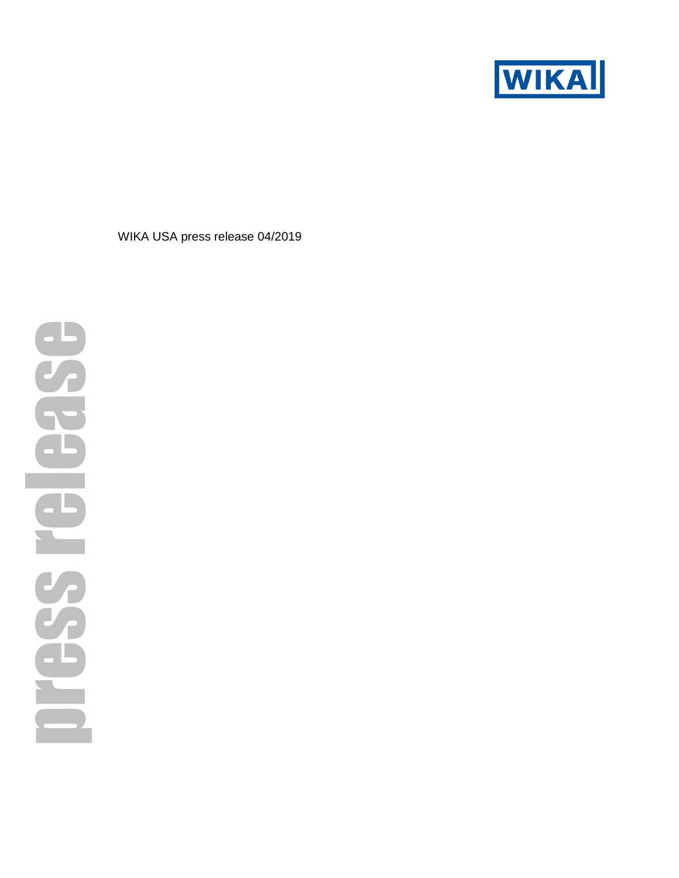WIKA USA press release 04/2019